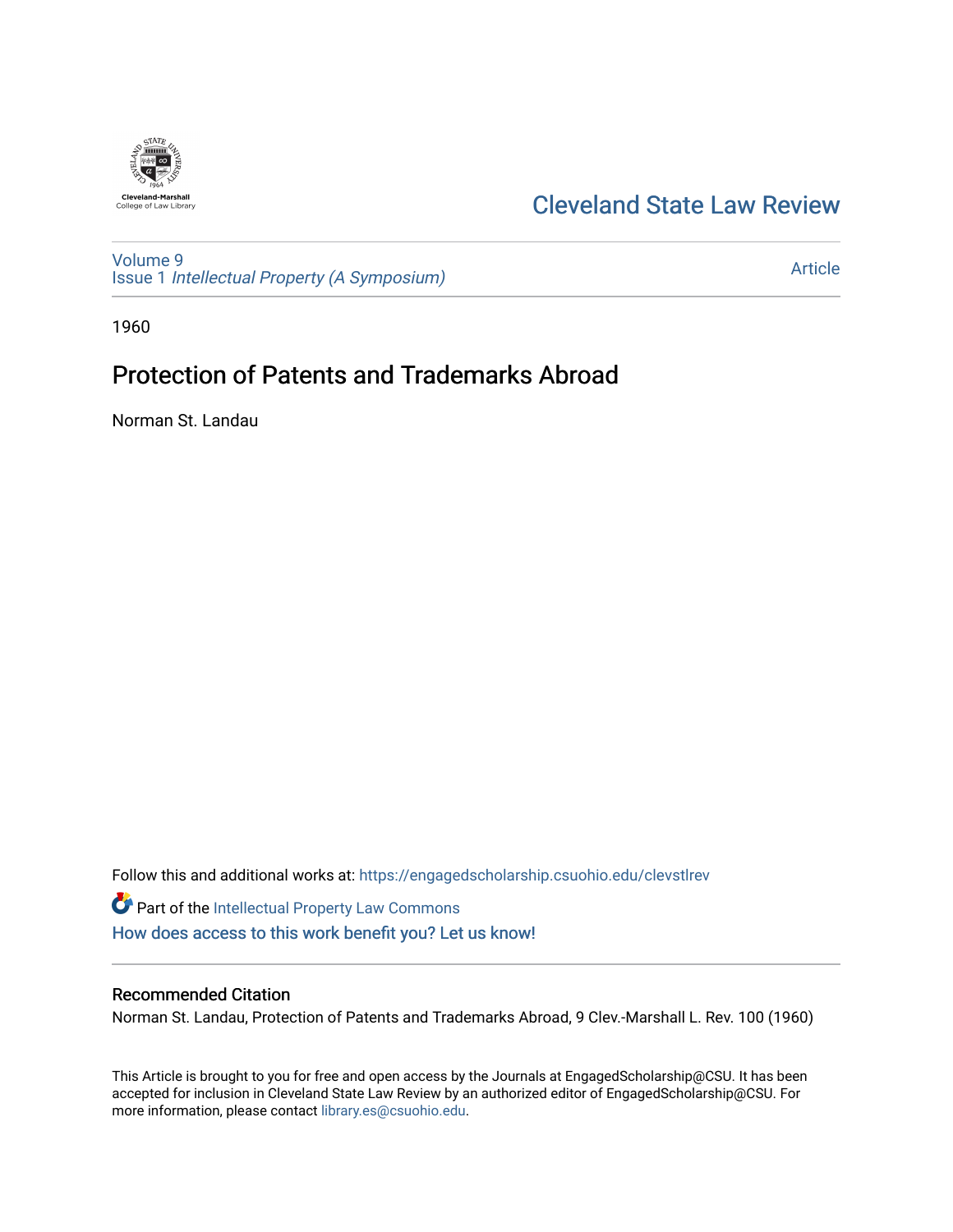Cleveland-Marshall College of Law Library

# Cleveland State Law Review

Volume 9
Issue 1 *Intellectual Property (A Symposium)*

Article

1960

## Protection of Patents and Trademarks Abroad

Norman St. Landau

Follow this and additional works at: https://engagedscholarship.csuohio.edu/clevstlrev

Part of the Intellectual Property Law Commons

How does access to this work benefit you? Let us know!

### Recommended Citation

Norman St. Landau, Protection of Patents and Trademarks Abroad, 9 Clev.-Marshall L. Rev. 100 (1960)

This Article is brought to you for free and open access by the Journals at EngagedScholarship@CSU. It has been accepted for inclusion in Cleveland State Law Review by an authorized editor of EngagedScholarship@CSU. For more information, please contact library.es@csuohio.edu.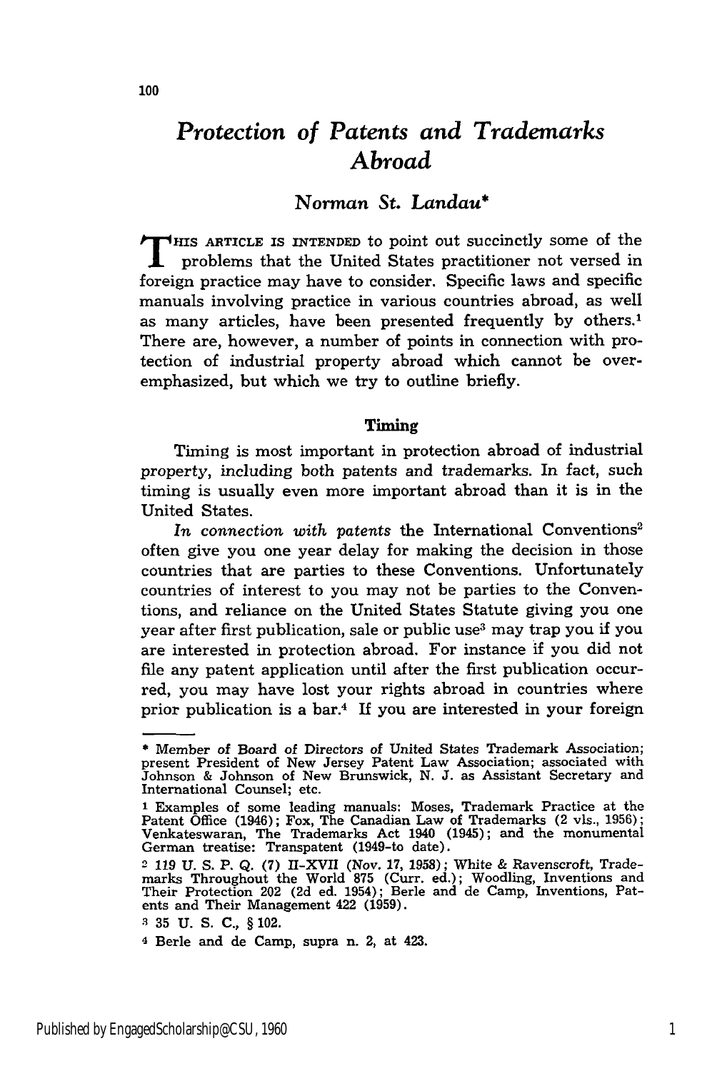# Protection of Patents and Trademarks Abroad

## Norman St. Landau*

THIS ARTICLE IS INTENDED to point out succinctly some of the problems that the United States practitioner not versed in foreign practice may have to consider. Specific laws and specific manuals involving practice in various countries abroad, as well as many articles, have been presented frequently by others.[1] There are, however, a number of points in connection with protection of industrial property abroad which cannot be overemphasized, but which we try to outline briefly.

### Timing

Timing is most important in protection abroad of industrial property, including both patents and trademarks. In fact, such timing is usually even more important abroad than it is in the United States.

*In connection with patents* the International Conventions[2] often give you one year delay for making the decision in those countries that are parties to these Conventions. Unfortunately countries of interest to you may not be parties to the Conventions, and reliance on the United States Statute giving you one year after first publication, sale or public use[3] may trap you if you are interested in protection abroad. For instance if you did not file any patent application until after the first publication occurred, you may have lost your rights abroad in countries where prior publication is a bar.[4] If you are interested in your foreign

---

\* Member of Board of Directors of United States Trademark Association; present President of New Jersey Patent Law Association; associated with Johnson & Johnson of New Brunswick, N. J. as Assistant Secretary and International Counsel; etc.

[1] Examples of some leading manuals: Moses, Trademark Practice at the Patent Office (1946); Fox, The Canadian Law of Trademarks (2 vls., 1956); Venkateswaran, The Trademarks Act 1940 (1945); and the monumental German treatise: Transpatent (1949-to date).

[2] *119 U. S. P. Q.* (7) II-XVII (Nov. 17, 1958); White & Ravenscroft, Trademarks Throughout the World 875 (Curr. ed.); Woodling, Inventions and Their Protection 202 (2d ed. 1954); Berle and de Camp, Inventions, Patents and Their Management 422 (1959).

[3] 35 U. S. C., § 102.

[4] Berle and de Camp, supra n. 2, at 423.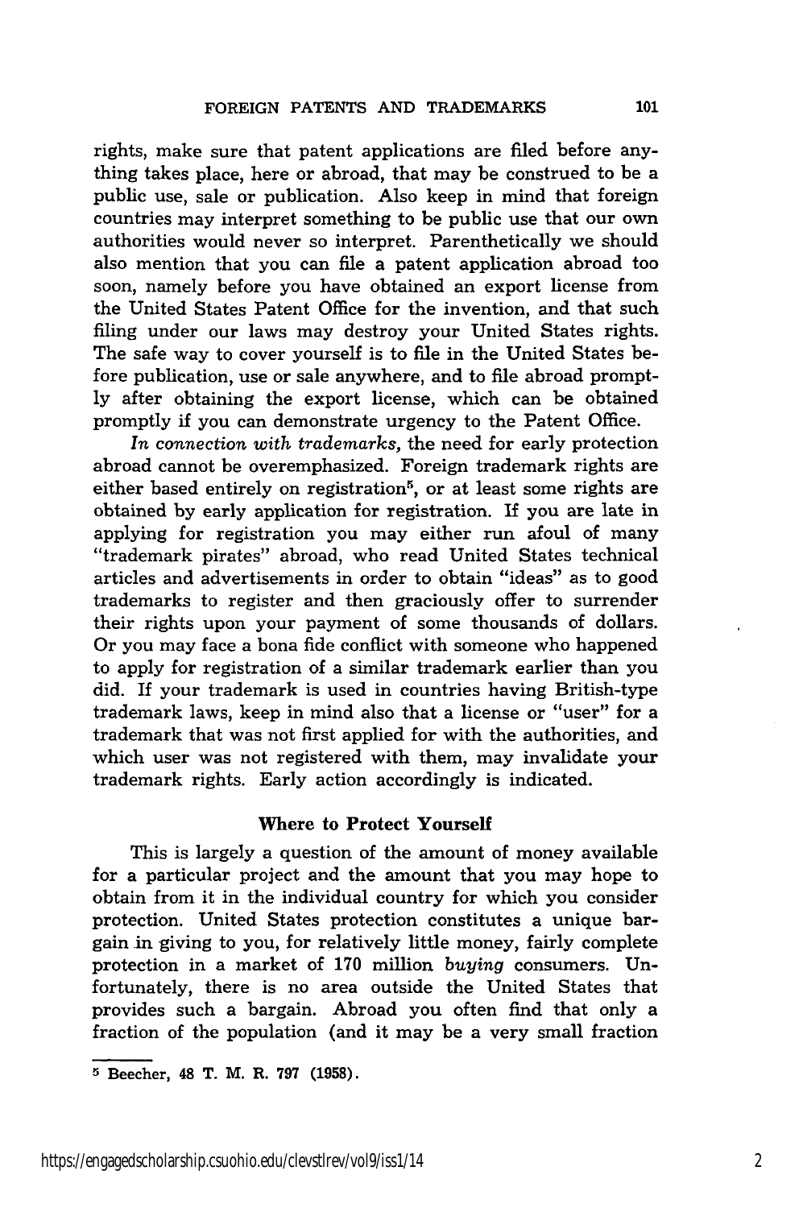rights, make sure that patent applications are filed before anything takes place, here or abroad, that may be construed to be a public use, sale or publication. Also keep in mind that foreign countries may interpret something to be public use that our own authorities would never so interpret. Parenthetically we should also mention that you can file a patent application abroad too soon, namely before you have obtained an export license from the United States Patent Office for the invention, and that such filing under our laws may destroy your United States rights. The safe way to cover yourself is to file in the United States before publication, use or sale anywhere, and to file abroad promptly after obtaining the export license, which can be obtained promptly if you can demonstrate urgency to the Patent Office.

*In connection with trademarks,* the need for early protection abroad cannot be overemphasized. Foreign trademark rights are either based entirely on registration[5], or at least some rights are obtained by early application for registration. If you are late in applying for registration you may either run afoul of many "trademark pirates" abroad, who read United States technical articles and advertisements in order to obtain "ideas" as to good trademarks to register and then graciously offer to surrender their rights upon your payment of some thousands of dollars. Or you may face a bona fide conflict with someone who happened to apply for registration of a similar trademark earlier than you did. If your trademark is used in countries having British-type trademark laws, keep in mind also that a license or "user" for a trademark that was not first applied for with the authorities, and which user was not registered with them, may invalidate your trademark rights. Early action accordingly is indicated.

### Where to Protect Yourself

This is largely a question of the amount of money available for a particular project and the amount that you may hope to obtain from it in the individual country for which you consider protection. United States protection constitutes a unique bargain in giving to you, for relatively little money, fairly complete protection in a market of 170 million *buying* consumers. Unfortunately, there is no area outside the United States that provides such a bargain. Abroad you often find that only a fraction of the population (and it may be a very small fraction

---

[5] Beecher, 48 T. M. R. 797 (1958).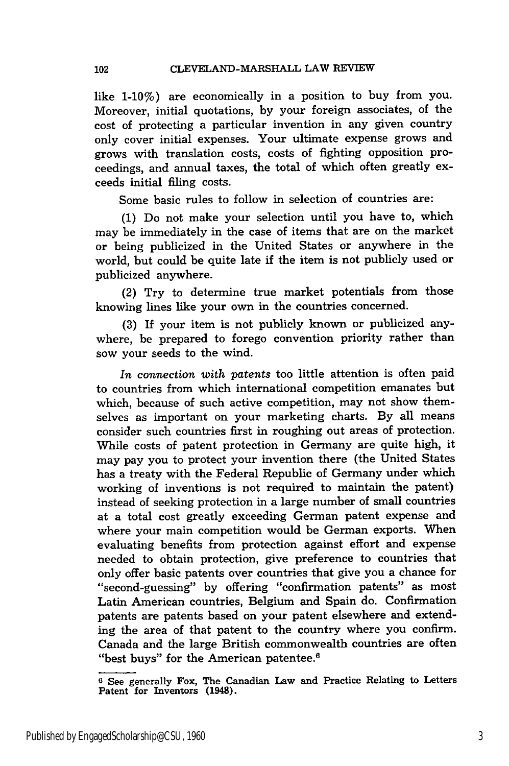like 1-10%) are economically in a position to buy from you. Moreover, initial quotations, by your foreign associates, of the cost of protecting a particular invention in any given country only cover initial expenses. Your ultimate expense grows and grows with translation costs, costs of fighting opposition proceedings, and annual taxes, the total of which often greatly exceeds initial filing costs.

Some basic rules to follow in selection of countries are:

(1) Do not make your selection until you have to, which may be immediately in the case of items that are on the market or being publicized in the United States or anywhere in the world, but could be quite late if the item is not publicly used or publicized anywhere.

(2) Try to determine true market potentials from those knowing lines like your own in the countries concerned.

(3) If your item is not publicly known or publicized anywhere, be prepared to forego convention priority rather than sow your seeds to the wind.

*In connection with patents* too little attention is often paid to countries from which international competition emanates but which, because of such active competition, may not show themselves as important on your marketing charts. By all means consider such countries first in roughing out areas of protection. While costs of patent protection in Germany are quite high, it may pay you to protect your invention there (the United States has a treaty with the Federal Republic of Germany under which working of inventions is not required to maintain the patent) instead of seeking protection in a large number of small countries at a total cost greatly exceeding German patent expense and where your main competition would be German exports. When evaluating benefits from protection against effort and expense needed to obtain protection, give preference to countries that only offer basic patents over countries that give you a chance for "second-guessing" by offering "confirmation patents" as most Latin American countries, Belgium and Spain do. Confirmation patents are patents based on your patent elsewhere and extending the area of that patent to the country where you confirm. Canada and the large British commonwealth countries are often "best buys" for the American patentee.[6]

---

[6] See generally Fox, The Canadian Law and Practice Relating to Letters Patent for Inventors (1948).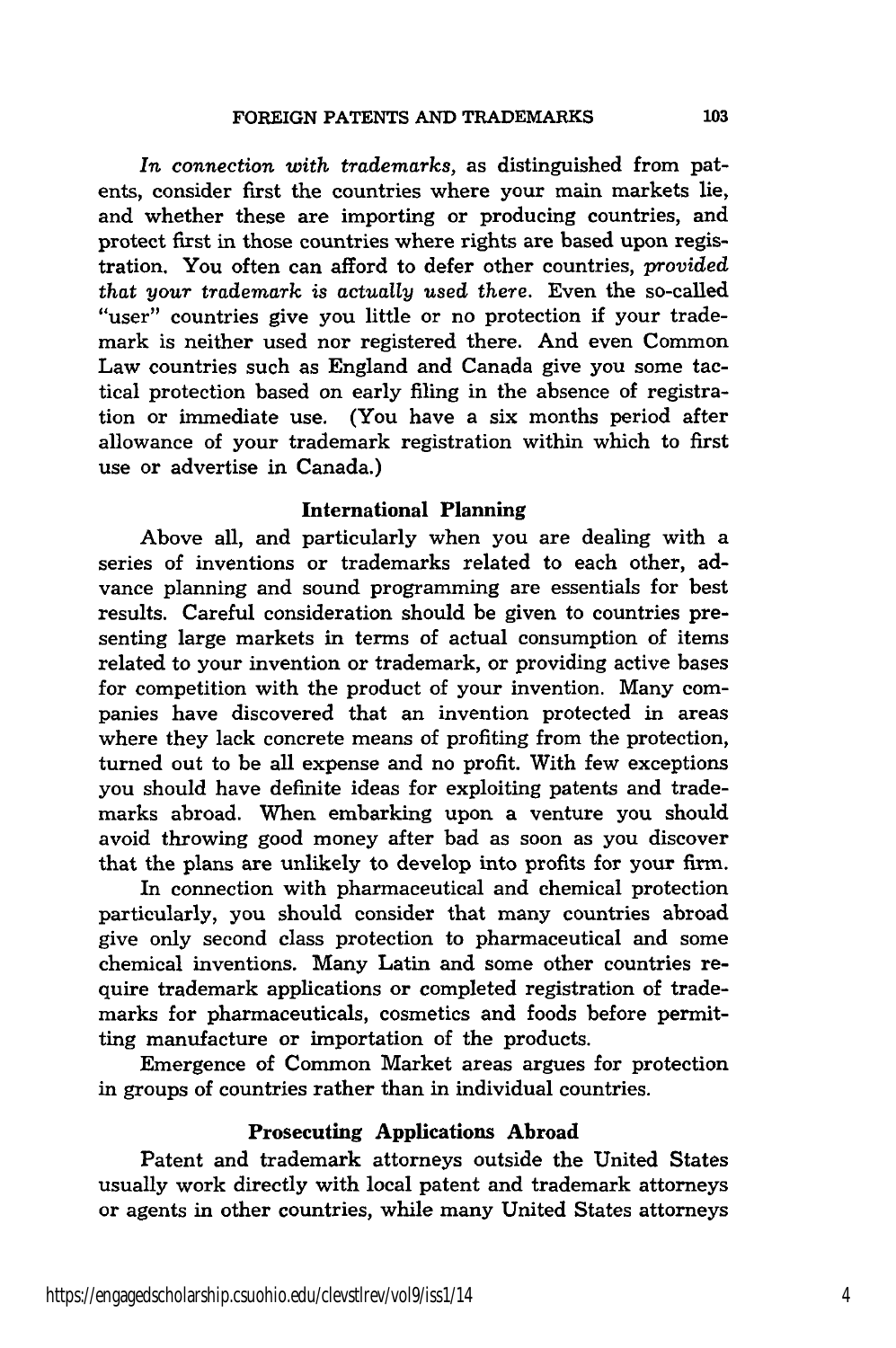*In connection with trademarks,* as distinguished from patents, consider first the countries where your main markets lie, and whether these are importing or producing countries, and protect first in those countries where rights are based upon registration. You often can afford to defer other countries, *provided that your trademark is actually used there.* Even the so-called "user" countries give you little or no protection if your trademark is neither used nor registered there. And even Common Law countries such as England and Canada give you some tactical protection based on early filing in the absence of registration or immediate use. (You have a six months period after allowance of your trademark registration within which to first use or advertise in Canada.)

## International Planning

Above all, and particularly when you are dealing with a series of inventions or trademarks related to each other, advance planning and sound programming are essentials for best results. Careful consideration should be given to countries presenting large markets in terms of actual consumption of items related to your invention or trademark, or providing active bases for competition with the product of your invention. Many companies have discovered that an invention protected in areas where they lack concrete means of profiting from the protection, turned out to be all expense and no profit. With few exceptions you should have definite ideas for exploiting patents and trademarks abroad. When embarking upon a venture you should avoid throwing good money after bad as soon as you discover that the plans are unlikely to develop into profits for your firm.

In connection with pharmaceutical and chemical protection particularly, you should consider that many countries abroad give only second class protection to pharmaceutical and some chemical inventions. Many Latin and some other countries require trademark applications or completed registration of trademarks for pharmaceuticals, cosmetics and foods before permitting manufacture or importation of the products.

Emergence of Common Market areas argues for protection in groups of countries rather than in individual countries.

## Prosecuting Applications Abroad

Patent and trademark attorneys outside the United States usually work directly with local patent and trademark attorneys or agents in other countries, while many United States attorneys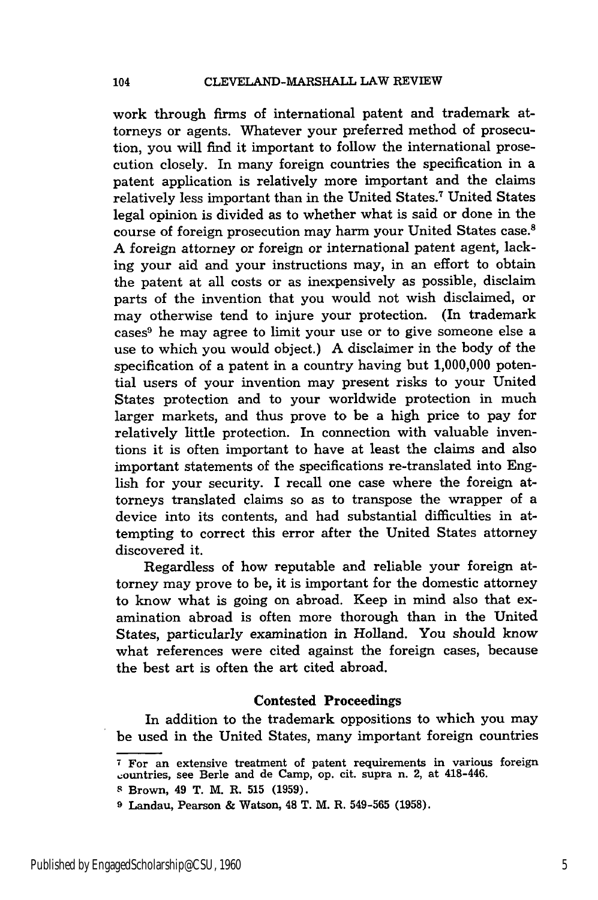work through firms of international patent and trademark attorneys or agents. Whatever your preferred method of prosecution, you will find it important to follow the international prosecution closely. In many foreign countries the specification in a patent application is relatively more important and the claims relatively less important than in the United States.[7] United States legal opinion is divided as to whether what is said or done in the course of foreign prosecution may harm your United States case.[8] A foreign attorney or foreign or international patent agent, lacking your aid and your instructions may, in an effort to obtain the patent at all costs or as inexpensively as possible, disclaim parts of the invention that you would not wish disclaimed, or may otherwise tend to injure your protection. (In trademark cases[9] he may agree to limit your use or to give someone else a use to which you would object.) A disclaimer in the body of the specification of a patent in a country having but 1,000,000 potential users of your invention may present risks to your United States protection and to your worldwide protection in much larger markets, and thus prove to be a high price to pay for relatively little protection. In connection with valuable inventions it is often important to have at least the claims and also important statements of the specifications re-translated into English for your security. I recall one case where the foreign attorneys translated claims so as to transpose the wrapper of a device into its contents, and had substantial difficulties in attempting to correct this error after the United States attorney discovered it.

Regardless of how reputable and reliable your foreign attorney may prove to be, it is important for the domestic attorney to know what is going on abroad. Keep in mind also that examination abroad is often more thorough than in the United States, particularly examination in Holland. You should know what references were cited against the foreign cases, because the best art is often the art cited abroad.

### Contested Proceedings

In addition to the trademark oppositions to which you may be used in the United States, many important foreign countries

---

[7] For an extensive treatment of patent requirements in various foreign countries, see Berle and de Camp, op. cit. supra n. 2, at 418-446.

[8] Brown, 49 T. M. R. 515 (1959).

[9] Landau, Pearson & Watson, 48 T. M. R. 549-565 (1958).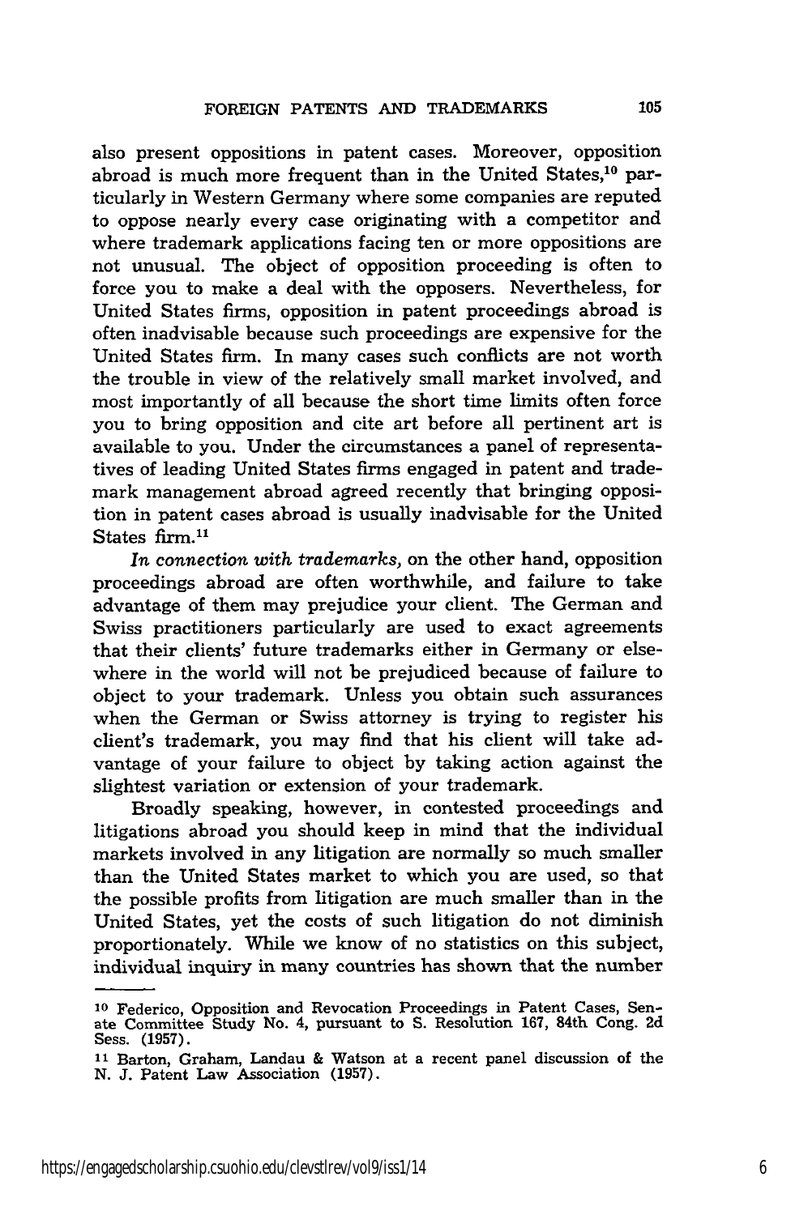also present oppositions in patent cases. Moreover, opposition abroad is much more frequent than in the United States,[10] particularly in Western Germany where some companies are reputed to oppose nearly every case originating with a competitor and where trademark applications facing ten or more oppositions are not unusual. The object of opposition proceeding is often to force you to make a deal with the opposers. Nevertheless, for United States firms, opposition in patent proceedings abroad is often inadvisable because such proceedings are expensive for the United States firm. In many cases such conflicts are not worth the trouble in view of the relatively small market involved, and most importantly of all because the short time limits often force you to bring opposition and cite art before all pertinent art is available to you. Under the circumstances a panel of representatives of leading United States firms engaged in patent and trademark management abroad agreed recently that bringing opposition in patent cases abroad is usually inadvisable for the United States firm.[11]

*In connection with trademarks,* on the other hand, opposition proceedings abroad are often worthwhile, and failure to take advantage of them may prejudice your client. The German and Swiss practitioners particularly are used to exact agreements that their clients' future trademarks either in Germany or elsewhere in the world will not be prejudiced because of failure to object to your trademark. Unless you obtain such assurances when the German or Swiss attorney is trying to register his client's trademark, you may find that his client will take advantage of your failure to object by taking action against the slightest variation or extension of your trademark.

Broadly speaking, however, in contested proceedings and litigations abroad you should keep in mind that the individual markets involved in any litigation are normally so much smaller than the United States market to which you are used, so that the possible profits from litigation are much smaller than in the United States, yet the costs of such litigation do not diminish proportionately. While we know of no statistics on this subject, individual inquiry in many countries has shown that the number

---

[10] Federico, Opposition and Revocation Proceedings in Patent Cases, Senate Committee Study No. 4, pursuant to S. Resolution 167, 84th Cong. 2d Sess. (1957).

[11] Barton, Graham, Landau & Watson at a recent panel discussion of the N. J. Patent Law Association (1957).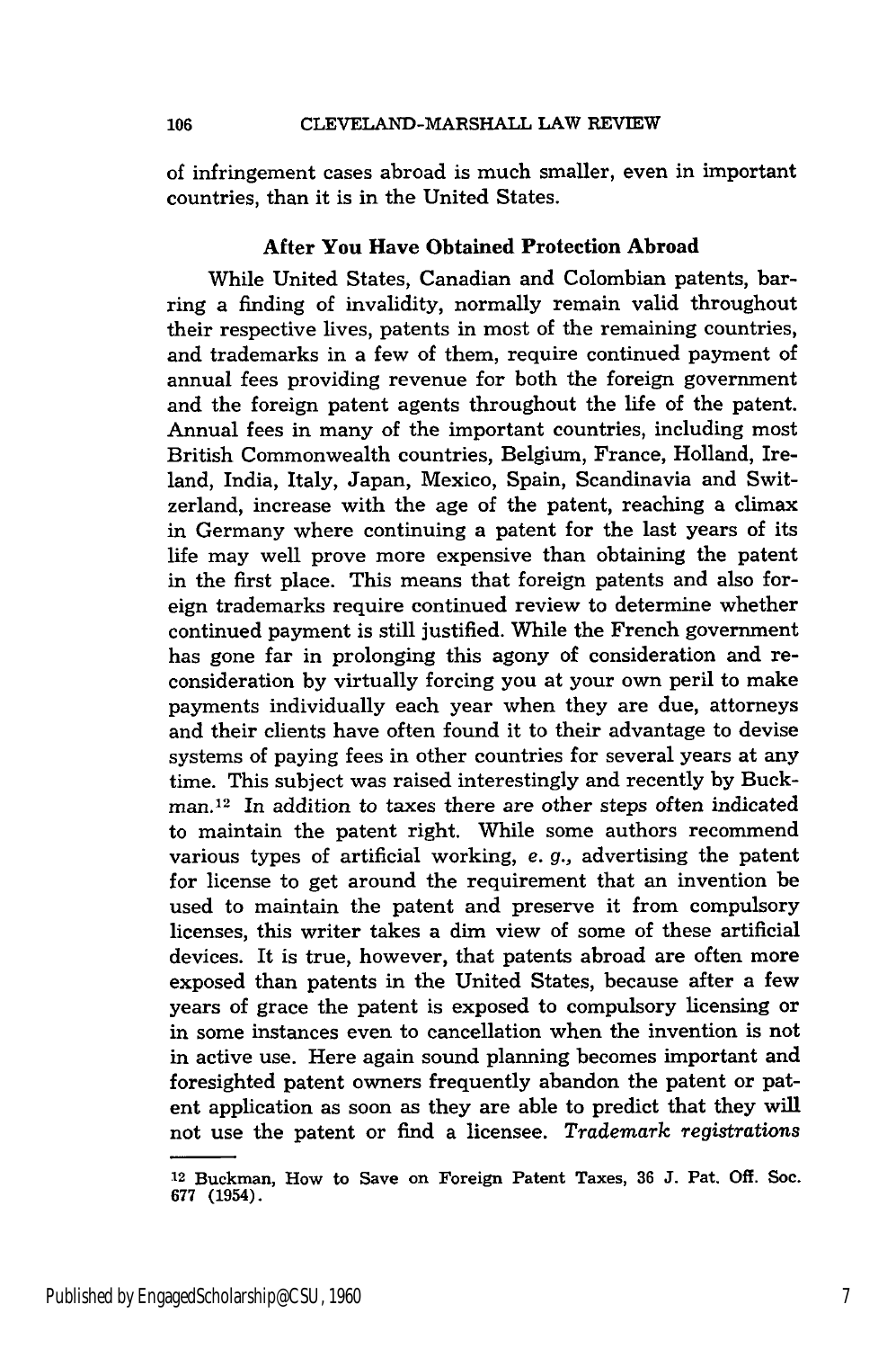of infringement cases abroad is much smaller, even in important countries, than it is in the United States.

### After You Have Obtained Protection Abroad

While United States, Canadian and Colombian patents, barring a finding of invalidity, normally remain valid throughout their respective lives, patents in most of the remaining countries, and trademarks in a few of them, require continued payment of annual fees providing revenue for both the foreign government and the foreign patent agents throughout the life of the patent. Annual fees in many of the important countries, including most British Commonwealth countries, Belgium, France, Holland, Ireland, India, Italy, Japan, Mexico, Spain, Scandinavia and Switzerland, increase with the age of the patent, reaching a climax in Germany where continuing a patent for the last years of its life may well prove more expensive than obtaining the patent in the first place. This means that foreign patents and also foreign trademarks require continued review to determine whether continued payment is still justified. While the French government has gone far in prolonging this agony of consideration and reconsideration by virtually forcing you at your own peril to make payments individually each year when they are due, attorneys and their clients have often found it to their advantage to devise systems of paying fees in other countries for several years at any time. This subject was raised interestingly and recently by Buckman.[12] In addition to taxes there are other steps often indicated to maintain the patent right. While some authors recommend various types of artificial working, *e. g.*, advertising the patent for license to get around the requirement that an invention be used to maintain the patent and preserve it from compulsory licenses, this writer takes a dim view of some of these artificial devices. It is true, however, that patents abroad are often more exposed than patents in the United States, because after a few years of grace the patent is exposed to compulsory licensing or in some instances even to cancellation when the invention is not in active use. Here again sound planning becomes important and foresighted patent owners frequently abandon the patent or patent application as soon as they are able to predict that they will not use the patent or find a licensee. *Trademark registrations*

---

[12] Buckman, How to Save on Foreign Patent Taxes, 36 J. Pat. Off. Soc. 677 (1954).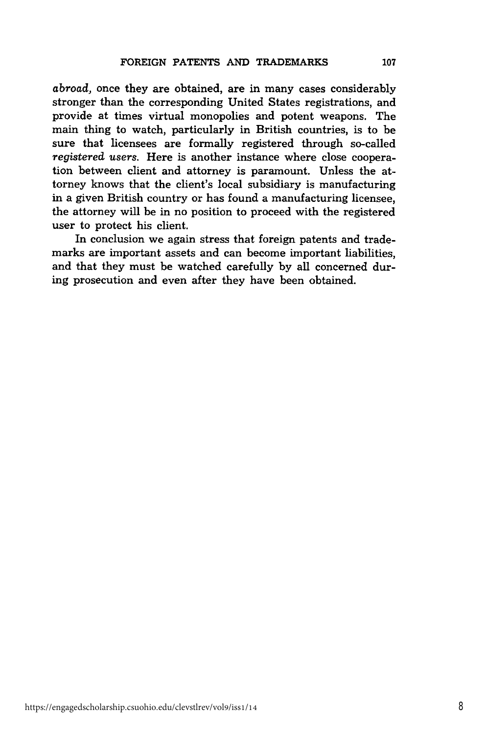*abroad,* once they are obtained, are in many cases considerably stronger than the corresponding United States registrations, and provide at times virtual monopolies and potent weapons. The main thing to watch, particularly in British countries, is to be sure that licensees are formally registered through so-called *registered users.* Here is another instance where close cooperation between client and attorney is paramount. Unless the attorney knows that the client's local subsidiary is manufacturing in a given British country or has found a manufacturing licensee, the attorney will be in no position to proceed with the registered user to protect his client.

In conclusion we again stress that foreign patents and trademarks are important assets and can become important liabilities, and that they must be watched carefully by all concerned during prosecution and even after they have been obtained.